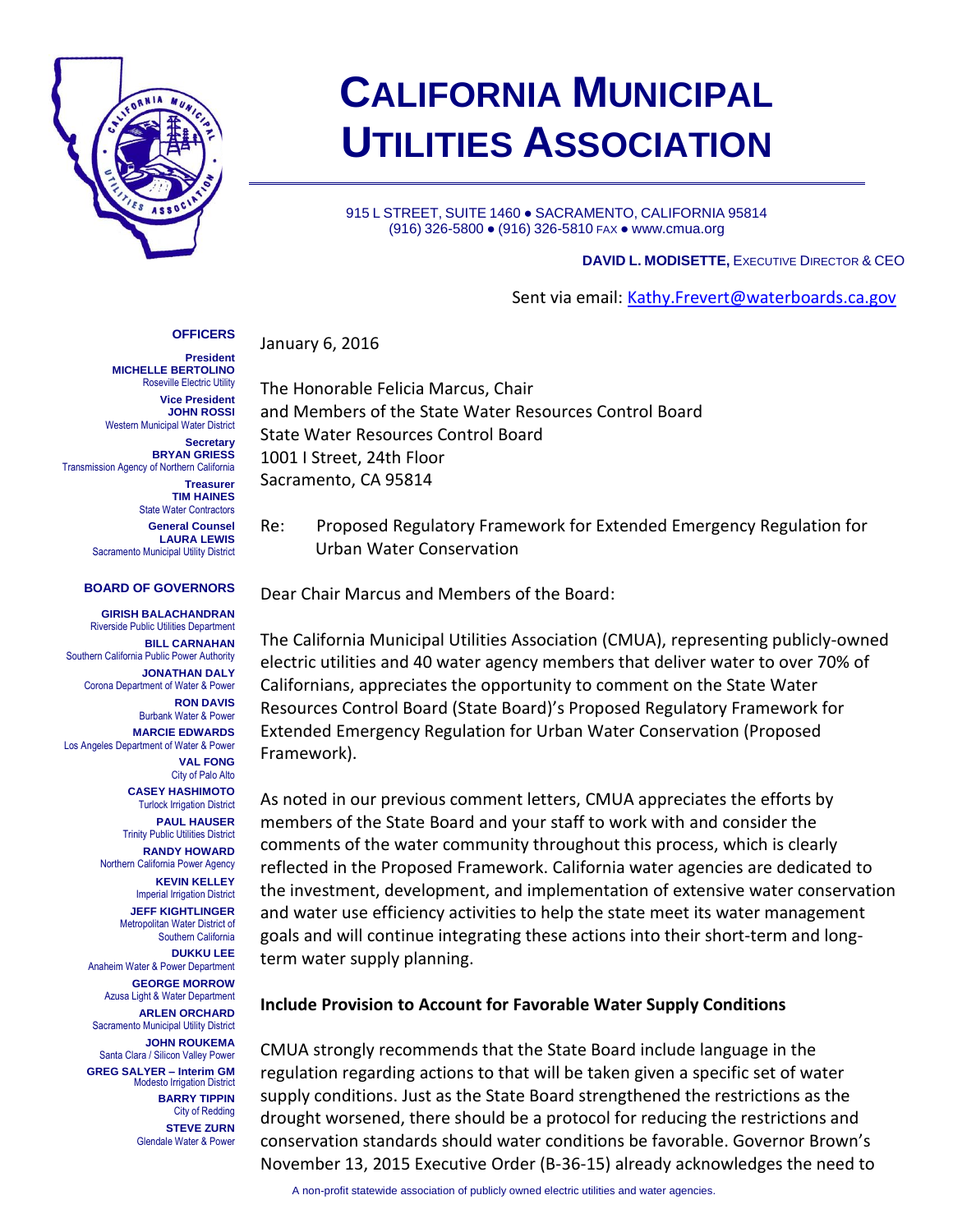# CALIFORNIA MUNICIPAL UTILITIES ASSOCIATION

915 L STREET, SUITE 1460 ● SACRAMENTO, CALIFORNIA 95814
(916) 326-5800 ● (916) 326-5810 FAX ● www.cmua.org

**DAVID L. MODISETTE,** EXECUTIVE DIRECTOR & CEO

Sent via email: Kathy.Frevert@waterboards.ca.gov

**OFFICERS**

**President**
**MICHELLE BERTOLINO**
Roseville Electric Utility

**Vice President**
**JOHN ROSSI**
Western Municipal Water District

**Secretary**
**BRYAN GRIESS**
Transmission Agency of Northern California

**Treasurer**
**TIM HAINES**
State Water Contractors

**General Counsel**
**LAURA LEWIS**
Sacramento Municipal Utility District

**BOARD OF GOVERNORS**

**GIRISH BALACHANDRAN**
Riverside Public Utilities Department

**BILL CARNAHAN**
Southern California Public Power Authority

**JONATHAN DALY**
Corona Department of Water & Power

**RON DAVIS**
Burbank Water & Power

**MARCIE EDWARDS**
Los Angeles Department of Water & Power

**VAL FONG**
City of Palo Alto

**CASEY HASHIMOTO**
Turlock Irrigation District

**PAUL HAUSER**
Trinity Public Utilities District

**RANDY HOWARD**
Northern California Power Agency

**KEVIN KELLEY**
Imperial Irrigation District

**JEFF KIGHTLINGER**
Metropolitan Water District of Southern California

**DUKKU LEE**
Anaheim Water & Power Department

**GEORGE MORROW**
Azusa Light & Water Department

**ARLEN ORCHARD**
Sacramento Municipal Utility District

**JOHN ROUKEMA**
Santa Clara / Silicon Valley Power

**GREG SALYER – Interim GM**
Modesto Irrigation District

**BARRY TIPPIN**
City of Redding

**STEVE ZURN**
Glendale Water & Power

January 6, 2016

The Honorable Felicia Marcus, Chair
and Members of the State Water Resources Control Board
State Water Resources Control Board
1001 I Street, 24th Floor
Sacramento, CA 95814

Re: Proposed Regulatory Framework for Extended Emergency Regulation for Urban Water Conservation

Dear Chair Marcus and Members of the Board:

The California Municipal Utilities Association (CMUA), representing publicly-owned electric utilities and 40 water agency members that deliver water to over 70% of Californians, appreciates the opportunity to comment on the State Water Resources Control Board (State Board)'s Proposed Regulatory Framework for Extended Emergency Regulation for Urban Water Conservation (Proposed Framework).

As noted in our previous comment letters, CMUA appreciates the efforts by members of the State Board and your staff to work with and consider the comments of the water community throughout this process, which is clearly reflected in the Proposed Framework. California water agencies are dedicated to the investment, development, and implementation of extensive water conservation and water use efficiency activities to help the state meet its water management goals and will continue integrating these actions into their short-term and long-term water supply planning.

**Include Provision to Account for Favorable Water Supply Conditions**

CMUA strongly recommends that the State Board include language in the regulation regarding actions to that will be taken given a specific set of water supply conditions. Just as the State Board strengthened the restrictions as the drought worsened, there should be a protocol for reducing the restrictions and conservation standards should water conditions be favorable. Governor Brown's November 13, 2015 Executive Order (B-36-15) already acknowledges the need to

A non-profit statewide association of publicly owned electric utilities and water agencies.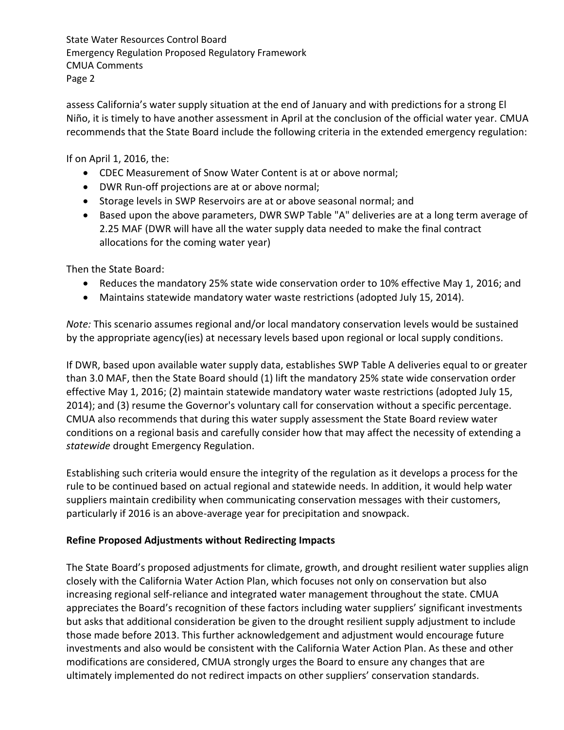assess California's water supply situation at the end of January and with predictions for a strong El Niño, it is timely to have another assessment in April at the conclusion of the official water year. CMUA recommends that the State Board include the following criteria in the extended emergency regulation:

If on April 1, 2016, the:

- CDEC Measurement of Snow Water Content is at or above normal;
- DWR Run-off projections are at or above normal;
- Storage levels in SWP Reservoirs are at or above seasonal normal; and
- Based upon the above parameters, DWR SWP Table "A" deliveries are at a long term average of 2.25 MAF (DWR will have all the water supply data needed to make the final contract allocations for the coming water year)

Then the State Board:

- Reduces the mandatory 25% state wide conservation order to 10% effective May 1, 2016; and
- Maintains statewide mandatory water waste restrictions (adopted July 15, 2014).

*Note:* This scenario assumes regional and/or local mandatory conservation levels would be sustained by the appropriate agency(ies) at necessary levels based upon regional or local supply conditions.

If DWR, based upon available water supply data, establishes SWP Table A deliveries equal to or greater than 3.0 MAF, then the State Board should (1) lift the mandatory 25% state wide conservation order effective May 1, 2016; (2) maintain statewide mandatory water waste restrictions (adopted July 15, 2014); and (3) resume the Governor's voluntary call for conservation without a specific percentage. CMUA also recommends that during this water supply assessment the State Board review water conditions on a regional basis and carefully consider how that may affect the necessity of extending a *statewide* drought Emergency Regulation.

Establishing such criteria would ensure the integrity of the regulation as it develops a process for the rule to be continued based on actual regional and statewide needs. In addition, it would help water suppliers maintain credibility when communicating conservation messages with their customers, particularly if 2016 is an above-average year for precipitation and snowpack.

**Refine Proposed Adjustments without Redirecting Impacts**

The State Board's proposed adjustments for climate, growth, and drought resilient water supplies align closely with the California Water Action Plan, which focuses not only on conservation but also increasing regional self-reliance and integrated water management throughout the state. CMUA appreciates the Board's recognition of these factors including water suppliers' significant investments but asks that additional consideration be given to the drought resilient supply adjustment to include those made before 2013. This further acknowledgement and adjustment would encourage future investments and also would be consistent with the California Water Action Plan. As these and other modifications are considered, CMUA strongly urges the Board to ensure any changes that are ultimately implemented do not redirect impacts on other suppliers' conservation standards.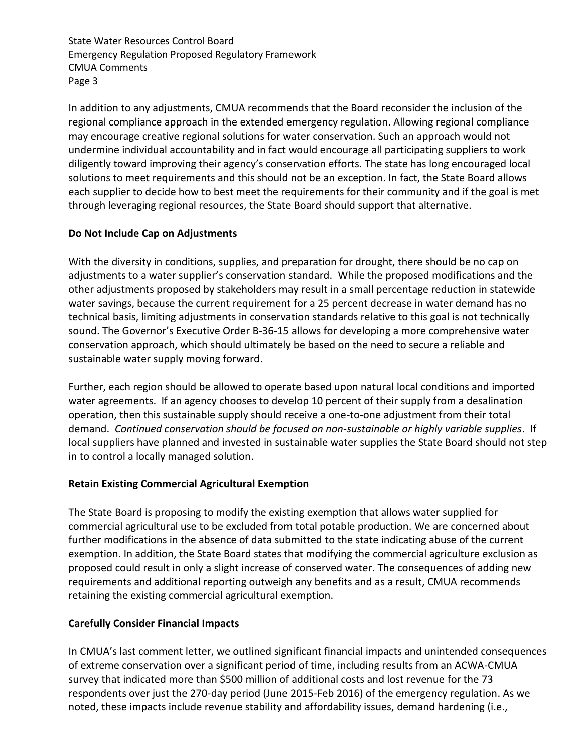In addition to any adjustments, CMUA recommends that the Board reconsider the inclusion of the regional compliance approach in the extended emergency regulation. Allowing regional compliance may encourage creative regional solutions for water conservation. Such an approach would not undermine individual accountability and in fact would encourage all participating suppliers to work diligently toward improving their agency's conservation efforts. The state has long encouraged local solutions to meet requirements and this should not be an exception. In fact, the State Board allows each supplier to decide how to best meet the requirements for their community and if the goal is met through leveraging regional resources, the State Board should support that alternative.

**Do Not Include Cap on Adjustments**

With the diversity in conditions, supplies, and preparation for drought, there should be no cap on adjustments to a water supplier's conservation standard. While the proposed modifications and the other adjustments proposed by stakeholders may result in a small percentage reduction in statewide water savings, because the current requirement for a 25 percent decrease in water demand has no technical basis, limiting adjustments in conservation standards relative to this goal is not technically sound. The Governor's Executive Order B-36-15 allows for developing a more comprehensive water conservation approach, which should ultimately be based on the need to secure a reliable and sustainable water supply moving forward.

Further, each region should be allowed to operate based upon natural local conditions and imported water agreements. If an agency chooses to develop 10 percent of their supply from a desalination operation, then this sustainable supply should receive a one-to-one adjustment from their total demand. *Continued conservation should be focused on non-sustainable or highly variable supplies*. If local suppliers have planned and invested in sustainable water supplies the State Board should not step in to control a locally managed solution.

**Retain Existing Commercial Agricultural Exemption**

The State Board is proposing to modify the existing exemption that allows water supplied for commercial agricultural use to be excluded from total potable production. We are concerned about further modifications in the absence of data submitted to the state indicating abuse of the current exemption. In addition, the State Board states that modifying the commercial agriculture exclusion as proposed could result in only a slight increase of conserved water. The consequences of adding new requirements and additional reporting outweigh any benefits and as a result, CMUA recommends retaining the existing commercial agricultural exemption.

**Carefully Consider Financial Impacts**

In CMUA's last comment letter, we outlined significant financial impacts and unintended consequences of extreme conservation over a significant period of time, including results from an ACWA-CMUA survey that indicated more than $500 million of additional costs and lost revenue for the 73 respondents over just the 270-day period (June 2015-Feb 2016) of the emergency regulation. As we noted, these impacts include revenue stability and affordability issues, demand hardening (i.e.,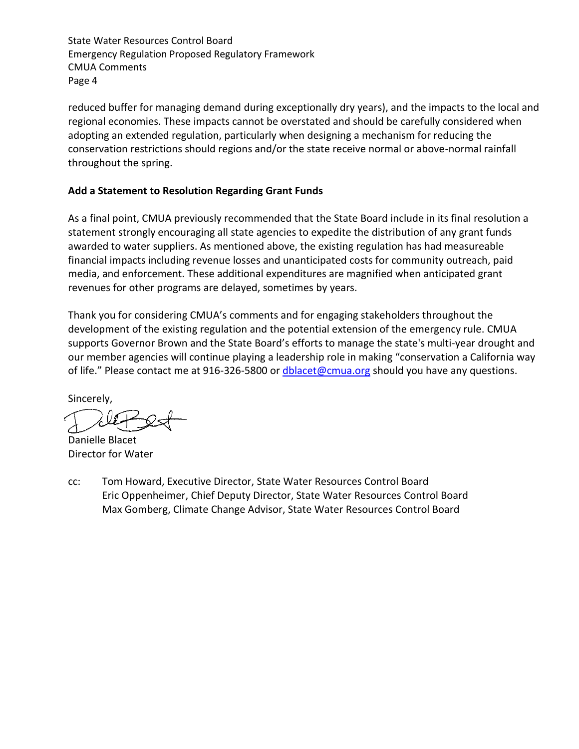reduced buffer for managing demand during exceptionally dry years), and the impacts to the local and regional economies. These impacts cannot be overstated and should be carefully considered when adopting an extended regulation, particularly when designing a mechanism for reducing the conservation restrictions should regions and/or the state receive normal or above-normal rainfall throughout the spring.

**Add a Statement to Resolution Regarding Grant Funds**

As a final point, CMUA previously recommended that the State Board include in its final resolution a statement strongly encouraging all state agencies to expedite the distribution of any grant funds awarded to water suppliers. As mentioned above, the existing regulation has had measureable financial impacts including revenue losses and unanticipated costs for community outreach, paid media, and enforcement. These additional expenditures are magnified when anticipated grant revenues for other programs are delayed, sometimes by years.

Thank you for considering CMUA's comments and for engaging stakeholders throughout the development of the existing regulation and the potential extension of the emergency rule. CMUA supports Governor Brown and the State Board's efforts to manage the state's multi-year drought and our member agencies will continue playing a leadership role in making "conservation a California way of life." Please contact me at 916-326-5800 or dblacet@cmua.org should you have any questions.

Sincerely,

Danielle Blacet
Director for Water

cc: Tom Howard, Executive Director, State Water Resources Control Board
Eric Oppenheimer, Chief Deputy Director, State Water Resources Control Board
Max Gomberg, Climate Change Advisor, State Water Resources Control Board